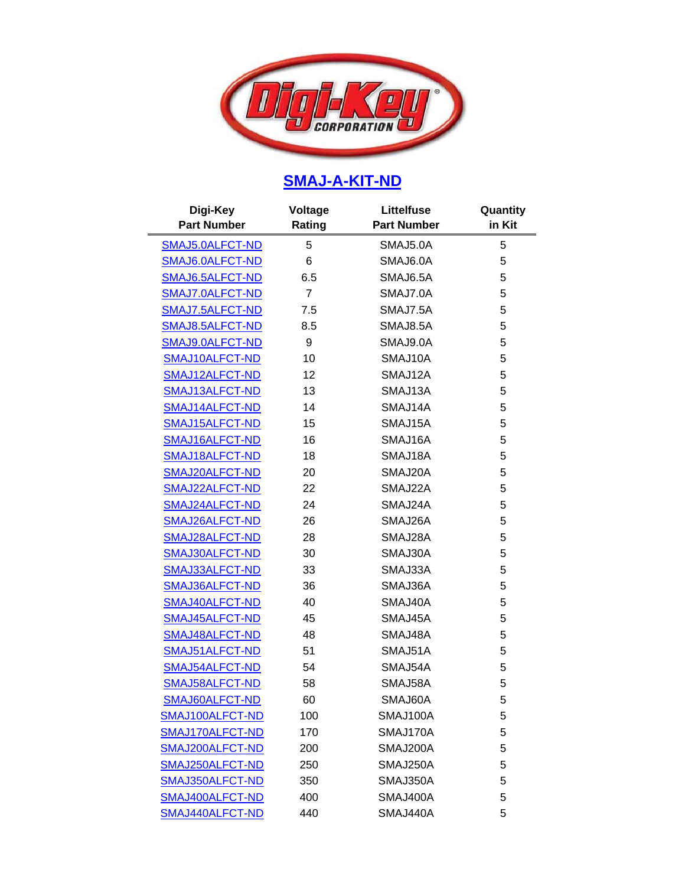# [SMAJ-A-KIT-ND]

| Digi-Key Part Number | Voltage Rating | Littelfuse Part Number | Quantity in Kit |
|---|---|---|---|
| SMAJ5.0ALFCT-ND | 5 | SMAJ5.0A | 5 |
| SMAJ6.0ALFCT-ND | 6 | SMAJ6.0A | 5 |
| SMAJ6.5ALFCT-ND | 6.5 | SMAJ6.5A | 5 |
| SMAJ7.0ALFCT-ND | 7 | SMAJ7.0A | 5 |
| SMAJ7.5ALFCT-ND | 7.5 | SMAJ7.5A | 5 |
| SMAJ8.5ALFCT-ND | 8.5 | SMAJ8.5A | 5 |
| SMAJ9.0ALFCT-ND | 9 | SMAJ9.0A | 5 |
| SMAJ10ALFCT-ND | 10 | SMAJ10A | 5 |
| SMAJ12ALFCT-ND | 12 | SMAJ12A | 5 |
| SMAJ13ALFCT-ND | 13 | SMAJ13A | 5 |
| SMAJ14ALFCT-ND | 14 | SMAJ14A | 5 |
| SMAJ15ALFCT-ND | 15 | SMAJ15A | 5 |
| SMAJ16ALFCT-ND | 16 | SMAJ16A | 5 |
| SMAJ18ALFCT-ND | 18 | SMAJ18A | 5 |
| SMAJ20ALFCT-ND | 20 | SMAJ20A | 5 |
| SMAJ22ALFCT-ND | 22 | SMAJ22A | 5 |
| SMAJ24ALFCT-ND | 24 | SMAJ24A | 5 |
| SMAJ26ALFCT-ND | 26 | SMAJ26A | 5 |
| SMAJ28ALFCT-ND | 28 | SMAJ28A | 5 |
| SMAJ30ALFCT-ND | 30 | SMAJ30A | 5 |
| SMAJ33ALFCT-ND | 33 | SMAJ33A | 5 |
| SMAJ36ALFCT-ND | 36 | SMAJ36A | 5 |
| SMAJ40ALFCT-ND | 40 | SMAJ40A | 5 |
| SMAJ45ALFCT-ND | 45 | SMAJ45A | 5 |
| SMAJ48ALFCT-ND | 48 | SMAJ48A | 5 |
| SMAJ51ALFCT-ND | 51 | SMAJ51A | 5 |
| SMAJ54ALFCT-ND | 54 | SMAJ54A | 5 |
| SMAJ58ALFCT-ND | 58 | SMAJ58A | 5 |
| SMAJ60ALFCT-ND | 60 | SMAJ60A | 5 |
| SMAJ100ALFCT-ND | 100 | SMAJ100A | 5 |
| SMAJ170ALFCT-ND | 170 | SMAJ170A | 5 |
| SMAJ200ALFCT-ND | 200 | SMAJ200A | 5 |
| SMAJ250ALFCT-ND | 250 | SMAJ250A | 5 |
| SMAJ350ALFCT-ND | 350 | SMAJ350A | 5 |
| SMAJ400ALFCT-ND | 400 | SMAJ400A | 5 |
| SMAJ440ALFCT-ND | 440 | SMAJ440A | 5 |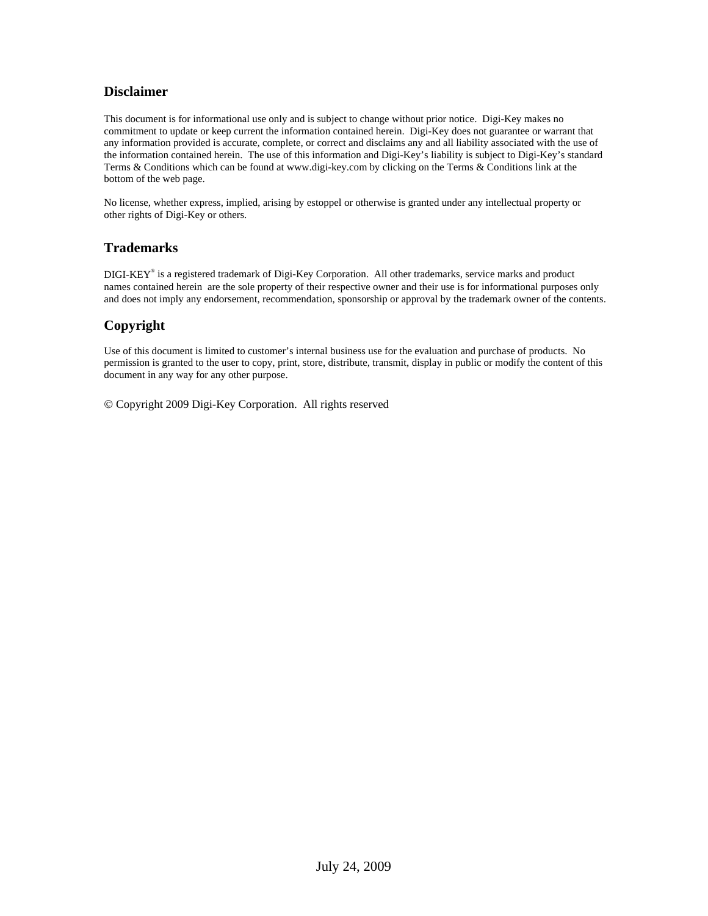## Disclaimer

This document is for informational use only and is subject to change without prior notice. Digi-Key makes no commitment to update or keep current the information contained herein. Digi-Key does not guarantee or warrant that any information provided is accurate, complete, or correct and disclaims any and all liability associated with the use of the information contained herein. The use of this information and Digi-Key's liability is subject to Digi-Key's standard Terms & Conditions which can be found at www.digi-key.com by clicking on the Terms & Conditions link at the bottom of the web page.

No license, whether express, implied, arising by estoppel or otherwise is granted under any intellectual property or other rights of Digi-Key or others.

## Trademarks

DIGI-KEY® is a registered trademark of Digi-Key Corporation. All other trademarks, service marks and product names contained herein are the sole property of their respective owner and their use is for informational purposes only and does not imply any endorsement, recommendation, sponsorship or approval by the trademark owner of the contents.

## Copyright

Use of this document is limited to customer's internal business use for the evaluation and purchase of products. No permission is granted to the user to copy, print, store, distribute, transmit, display in public or modify the content of this document in any way for any other purpose.

© Copyright 2009 Digi-Key Corporation. All rights reserved

July 24, 2009